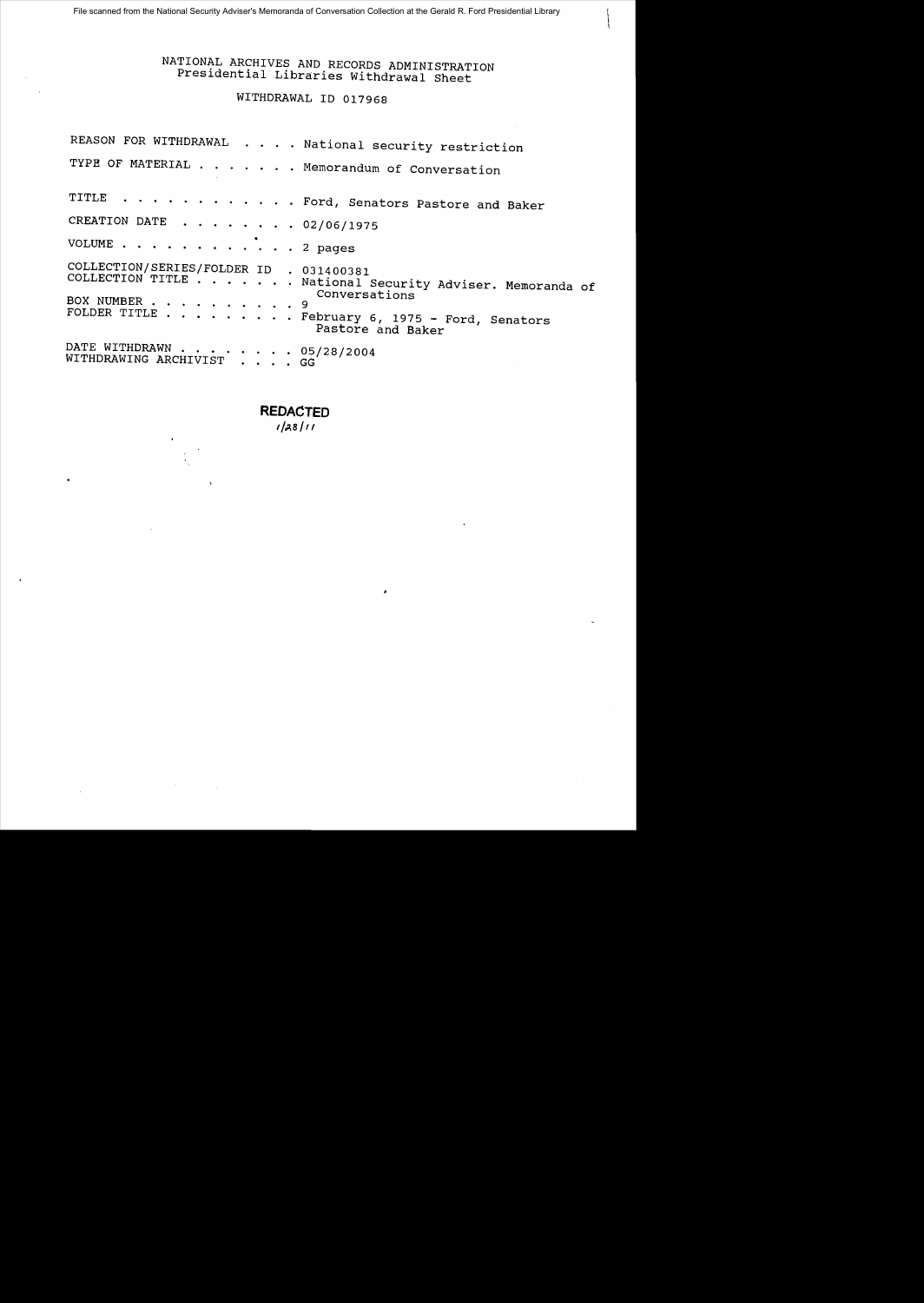File scanned from the National Security Adviser's Memoranda of Conversation Collection at the Gerald R. Ford Presidential Library

NATIONAL ARCHIVES AND RECORDS ADMINISTRATION
Presidential Libraries Withdrawal Sheet

WITHDRAWAL ID 017968

REASON FOR WITHDRAWAL . . . . National security restriction

TYPE OF MATERIAL . . . . . . . Memorandum of Conversation

TITLE . . . . . . . . . . . . Ford, Senators Pastore and Baker

CREATION DATE . . . . . . . . 02/06/1975

VOLUME . . . . . . . . . . . . 2 pages

COLLECTION/SERIES/FOLDER ID . 031400381
COLLECTION TITLE . . . . . . . National Security Adviser. Memoranda of Conversations
BOX NUMBER . . . . . . . . . . 9
FOLDER TITLE . . . . . . . . . February 6, 1975 - Ford, Senators Pastore and Baker

DATE WITHDRAWN . . . . . . . . 05/28/2004
WITHDRAWING ARCHIVIST . . . . GG

**REDACTED**
1/28/11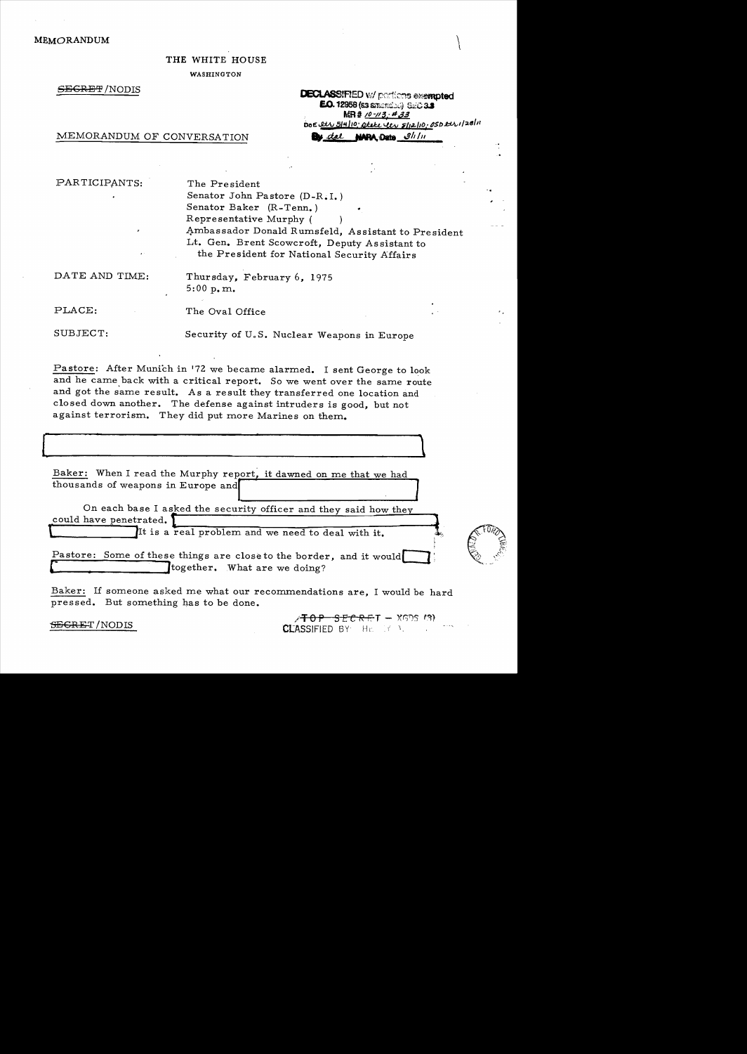MEMORANDUM

THE WHITE HOUSE

WASHINGTON

~~SECRET~~/NODIS

DECLASSIFIED w/ portions exempted
E.O. 12958 (as amended) SEC 3.3
MR # 10-113; #33
DoE ltr 5/4/10; State ltr 8/12/10; OSD ltr 1/28/11
By dal NARA, Date 3/1/11

MEMORANDUM OF CONVERSATION

PARTICIPANTS: The President
Senator John Pastore (D-R.I.)
Senator Baker (R-Tenn.)
Representative Murphy ( )
Ambassador Donald Rumsfeld, Assistant to President
Lt. Gen. Brent Scowcroft, Deputy Assistant to the President for National Security Affairs

DATE AND TIME: Thursday, February 6, 1975
5:00 p.m.

PLACE: The Oval Office

SUBJECT: Security of U.S. Nuclear Weapons in Europe

Pastore: After Munich in '72 we became alarmed. I sent George to look and he came back with a critical report. So we went over the same route and got the same result. As a result they transferred one location and closed down another. The defense against intruders is good, but not against terrorism. They did put more Marines on them.

[redacted]

Baker: When I read the Murphy report, it dawned on me that we had thousands of weapons in Europe and [redacted]

On each base I asked the security officer and they said how they could have penetrated. [redacted] It is a real problem and we need to deal with it.

Pastore: Some of these things are close to the border, and it would [redacted] together. What are we doing?

Baker: If someone asked me what our recommendations are, I would be hard pressed. But something has to be done.

~~SECRET~~/NODIS

~~TOP SECRET~~ – XGDS (3)
CLASSIFIED BY: H. A. K.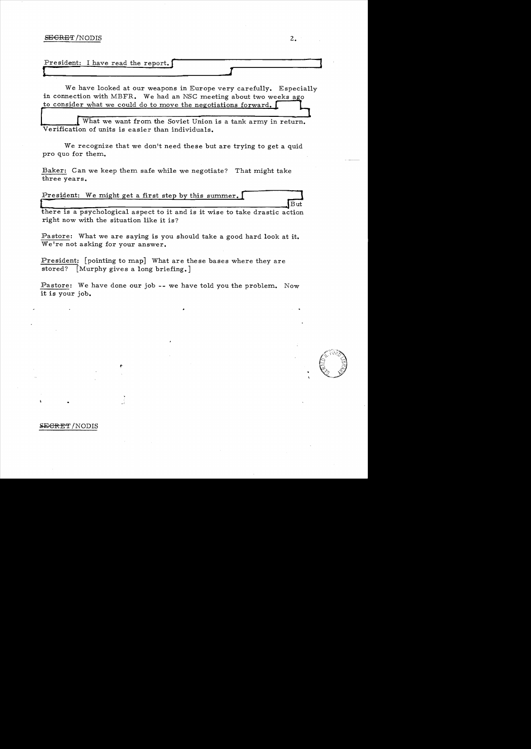President: I have read the report.

We have looked at our weapons in Europe very carefully. Especially in connection with MBFR. We had an NSC meeting about two weeks ago to consider what we could do to move the negotiations forward.

What we want from the Soviet Union is a tank army in return. Verification of units is easier than individuals.

We recognize that we don't need these but are trying to get a quid pro quo for them.

Baker: Can we keep them safe while we negotiate? That might take three years.

President: We might get a first step by this summer. But there is a psychological aspect to it and is it wise to take drastic action right now with the situation like it is?

Pastore: What we are saying is you should take a good hard look at it. We're not asking for your answer.

President: [pointing to map] What are these bases where they are stored? [Murphy gives a long briefing.]

Pastore: We have done our job -- we have told you the problem. Now it is your job.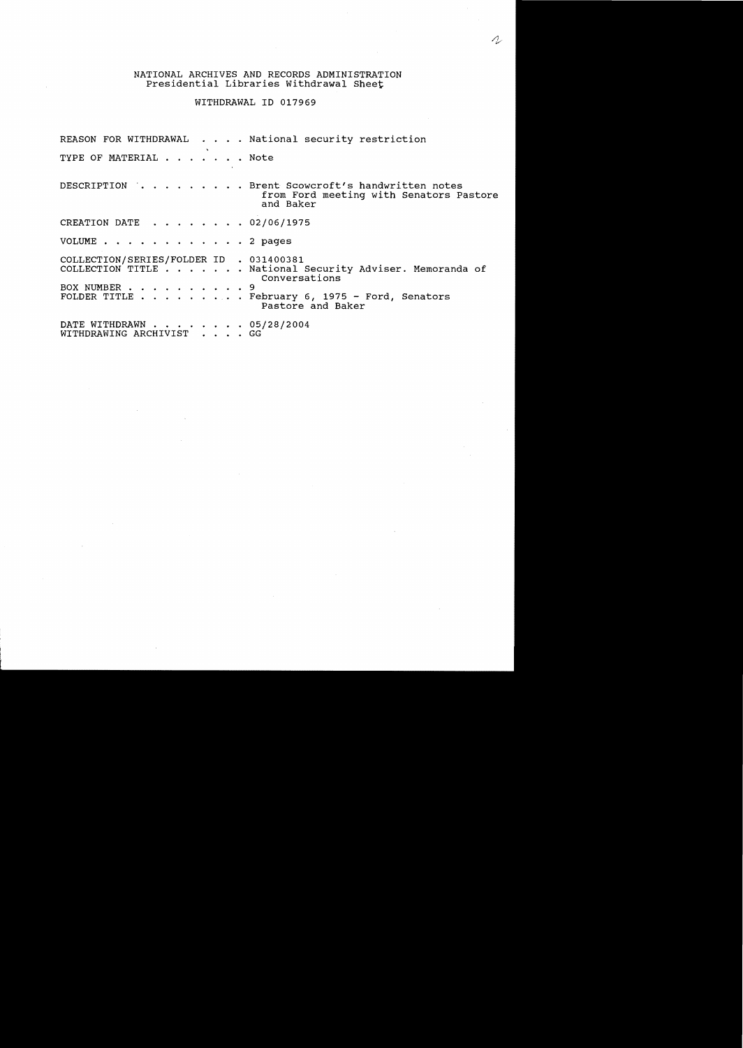NATIONAL ARCHIVES AND RECORDS ADMINISTRATION
Presidential Libraries Withdrawal Sheet

WITHDRAWAL ID 017969

REASON FOR WITHDRAWAL . . . . National security restriction

TYPE OF MATERIAL . . . . . . . Note

DESCRIPTION . . . . . . . . . Brent Scowcroft's handwritten notes from Ford meeting with Senators Pastore and Baker

CREATION DATE . . . . . . . . 02/06/1975

VOLUME . . . . . . . . . . . . 2 pages

COLLECTION/SERIES/FOLDER ID . 031400381
COLLECTION TITLE . . . . . . . National Security Adviser. Memoranda of Conversations
BOX NUMBER . . . . . . . . . . 9
FOLDER TITLE . . . . . . . . . February 6, 1975 - Ford, Senators Pastore and Baker

DATE WITHDRAWN . . . . . . . . 05/28/2004
WITHDRAWING ARCHIVIST . . . . GG